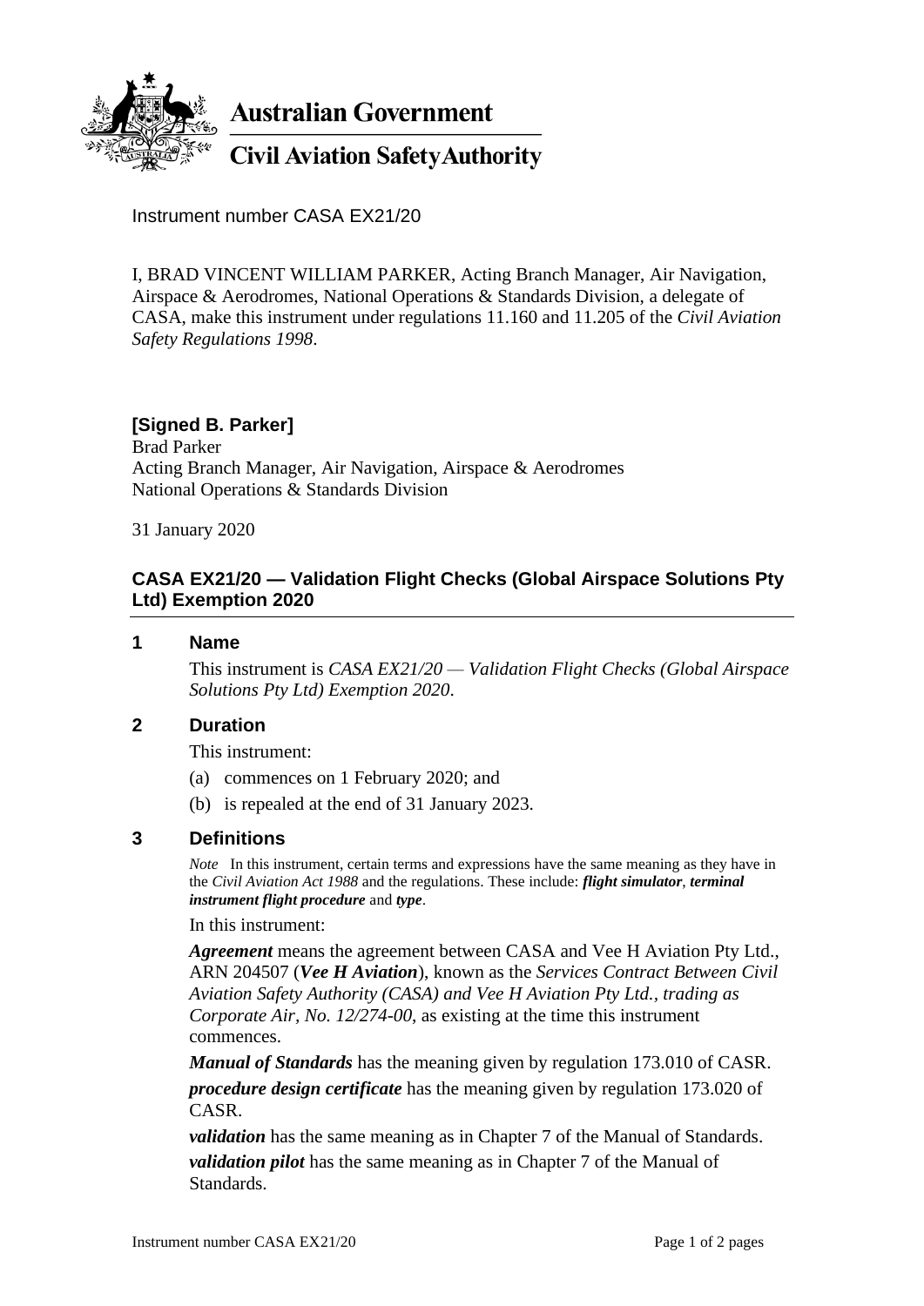**Australian Government**

**Civil Aviation Safety Authority**

Instrument number CASA EX21/20

I, BRAD VINCENT WILLIAM PARKER, Acting Branch Manager, Air Navigation, Airspace & Aerodromes, National Operations & Standards Division, a delegate of CASA, make this instrument under regulations 11.160 and 11.205 of the *Civil Aviation Safety Regulations 1998*.

**[Signed B. Parker]**
Brad Parker
Acting Branch Manager, Air Navigation, Airspace & Aerodromes
National Operations & Standards Division

31 January 2020

## CASA EX21/20 — Validation Flight Checks (Global Airspace Solutions Pty Ltd) Exemption 2020

### 1 Name

This instrument is *CASA EX21/20 — Validation Flight Checks (Global Airspace Solutions Pty Ltd) Exemption 2020*.

### 2 Duration

This instrument:

(a) commences on 1 February 2020; and

(b) is repealed at the end of 31 January 2023.

### 3 Definitions

*Note* In this instrument, certain terms and expressions have the same meaning as they have in the *Civil Aviation Act 1988* and the regulations. These include: ***flight simulator***, ***terminal instrument flight procedure*** and ***type***.

In this instrument:

***Agreement*** means the agreement between CASA and Vee H Aviation Pty Ltd., ARN 204507 (***Vee H Aviation***), known as the *Services Contract Between Civil Aviation Safety Authority (CASA) and Vee H Aviation Pty Ltd., trading as Corporate Air, No. 12/274-00*, as existing at the time this instrument commences.

***Manual of Standards*** has the meaning given by regulation 173.010 of CASR.

***procedure design certificate*** has the meaning given by regulation 173.020 of CASR.

***validation*** has the same meaning as in Chapter 7 of the Manual of Standards.

***validation pilot*** has the same meaning as in Chapter 7 of the Manual of Standards.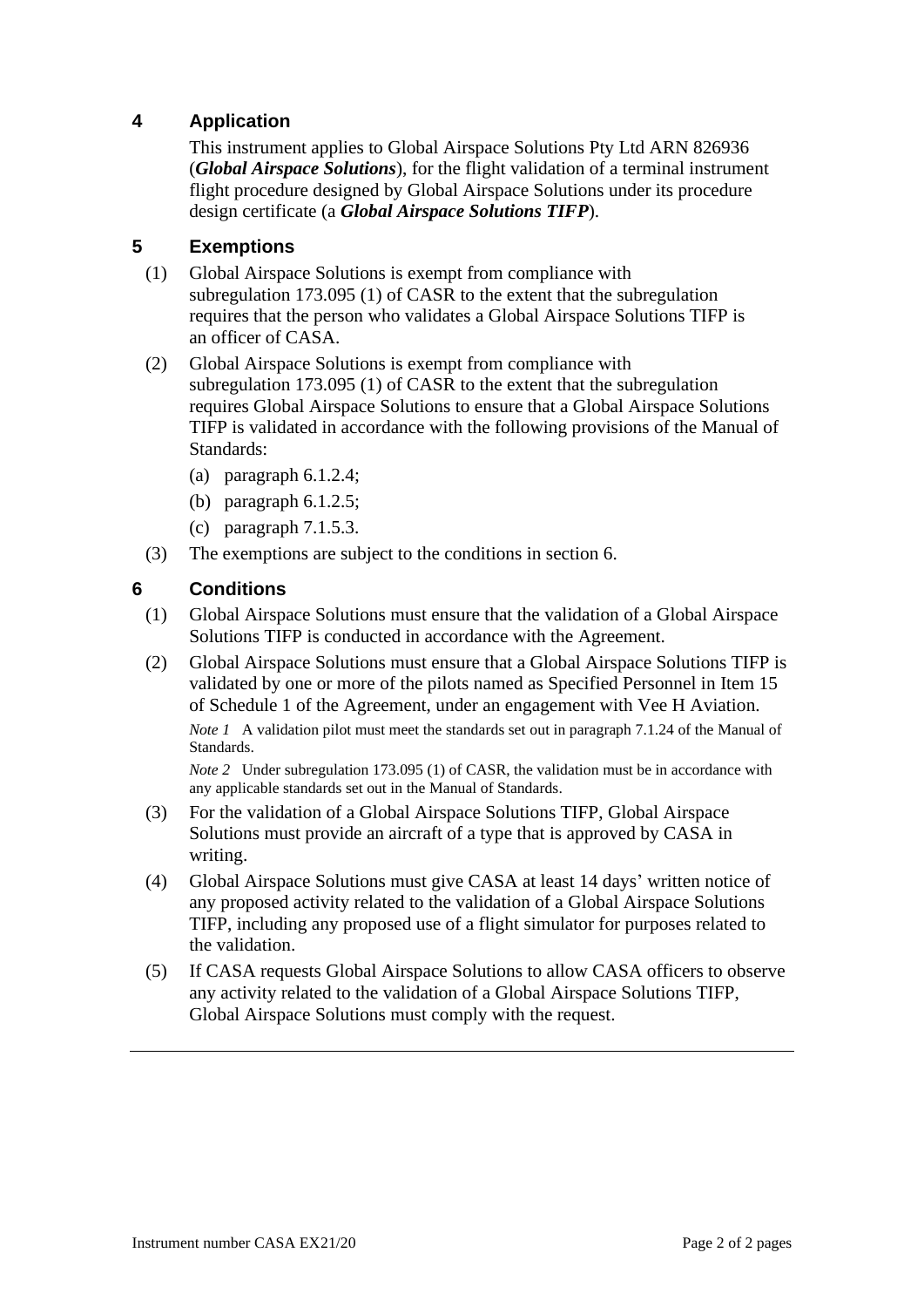## 4 Application

This instrument applies to Global Airspace Solutions Pty Ltd ARN 826936 (***Global Airspace Solutions***), for the flight validation of a terminal instrument flight procedure designed by Global Airspace Solutions under its procedure design certificate (a ***Global Airspace Solutions TIFP***).

## 5 Exemptions

(1) Global Airspace Solutions is exempt from compliance with subregulation 173.095 (1) of CASR to the extent that the subregulation requires that the person who validates a Global Airspace Solutions TIFP is an officer of CASA.

(2) Global Airspace Solutions is exempt from compliance with subregulation 173.095 (1) of CASR to the extent that the subregulation requires Global Airspace Solutions to ensure that a Global Airspace Solutions TIFP is validated in accordance with the following provisions of the Manual of Standards:

(a) paragraph 6.1.2.4;

(b) paragraph 6.1.2.5;

(c) paragraph 7.1.5.3.

(3) The exemptions are subject to the conditions in section 6.

## 6 Conditions

(1) Global Airspace Solutions must ensure that the validation of a Global Airspace Solutions TIFP is conducted in accordance with the Agreement.

(2) Global Airspace Solutions must ensure that a Global Airspace Solutions TIFP is validated by one or more of the pilots named as Specified Personnel in Item 15 of Schedule 1 of the Agreement, under an engagement with Vee H Aviation.

*Note 1* A validation pilot must meet the standards set out in paragraph 7.1.24 of the Manual of Standards.

*Note 2* Under subregulation 173.095 (1) of CASR, the validation must be in accordance with any applicable standards set out in the Manual of Standards.

(3) For the validation of a Global Airspace Solutions TIFP, Global Airspace Solutions must provide an aircraft of a type that is approved by CASA in writing.

(4) Global Airspace Solutions must give CASA at least 14 days' written notice of any proposed activity related to the validation of a Global Airspace Solutions TIFP, including any proposed use of a flight simulator for purposes related to the validation.

(5) If CASA requests Global Airspace Solutions to allow CASA officers to observe any activity related to the validation of a Global Airspace Solutions TIFP, Global Airspace Solutions must comply with the request.